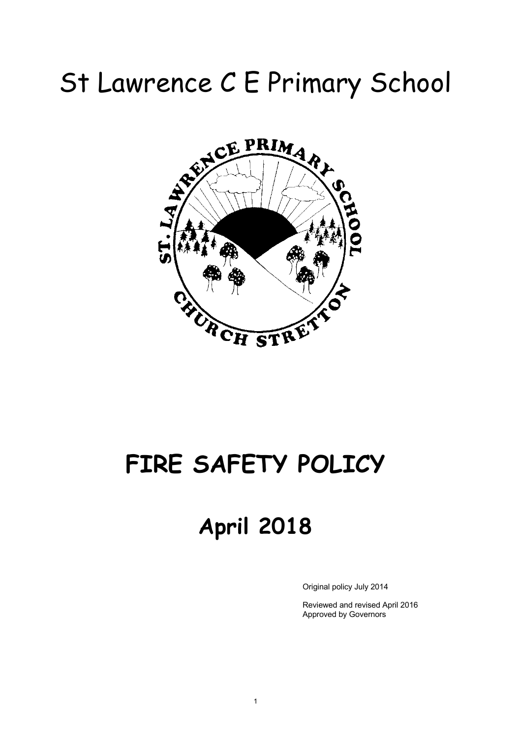# St Lawrence C E Primary School

# FIRE SAFETY POLICY

## April 2018

Original policy July 2014

Reviewed and revised April 2016
Approved by Governors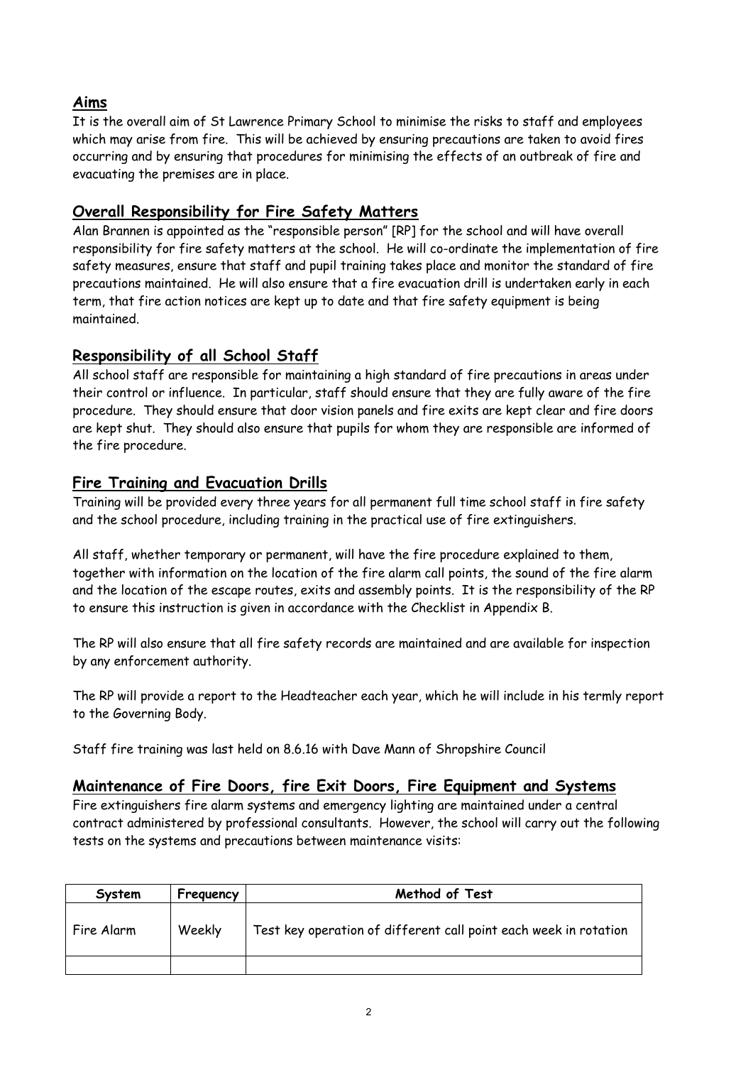## Aims

It is the overall aim of St Lawrence Primary School to minimise the risks to staff and employees which may arise from fire. This will be achieved by ensuring precautions are taken to avoid fires occurring and by ensuring that procedures for minimising the effects of an outbreak of fire and evacuating the premises are in place.

## Overall Responsibility for Fire Safety Matters

Alan Brannen is appointed as the "responsible person" [RP] for the school and will have overall responsibility for fire safety matters at the school. He will co-ordinate the implementation of fire safety measures, ensure that staff and pupil training takes place and monitor the standard of fire precautions maintained. He will also ensure that a fire evacuation drill is undertaken early in each term, that fire action notices are kept up to date and that fire safety equipment is being maintained.

## Responsibility of all School Staff

All school staff are responsible for maintaining a high standard of fire precautions in areas under their control or influence. In particular, staff should ensure that they are fully aware of the fire procedure. They should ensure that door vision panels and fire exits are kept clear and fire doors are kept shut. They should also ensure that pupils for whom they are responsible are informed of the fire procedure.

## Fire Training and Evacuation Drills

Training will be provided every three years for all permanent full time school staff in fire safety and the school procedure, including training in the practical use of fire extinguishers.

All staff, whether temporary or permanent, will have the fire procedure explained to them, together with information on the location of the fire alarm call points, the sound of the fire alarm and the location of the escape routes, exits and assembly points. It is the responsibility of the RP to ensure this instruction is given in accordance with the Checklist in Appendix B.

The RP will also ensure that all fire safety records are maintained and are available for inspection by any enforcement authority.

The RP will provide a report to the Headteacher each year, which he will include in his termly report to the Governing Body.

Staff fire training was last held on 8.6.16 with Dave Mann of Shropshire Council

## Maintenance of Fire Doors, fire Exit Doors, Fire Equipment and Systems

Fire extinguishers fire alarm systems and emergency lighting are maintained under a central contract administered by professional consultants. However, the school will carry out the following tests on the systems and precautions between maintenance visits:

| System | Frequency | Method of Test |
|---|---|---|
| Fire Alarm | Weekly | Test key operation of different call point each week in rotation |
| | | |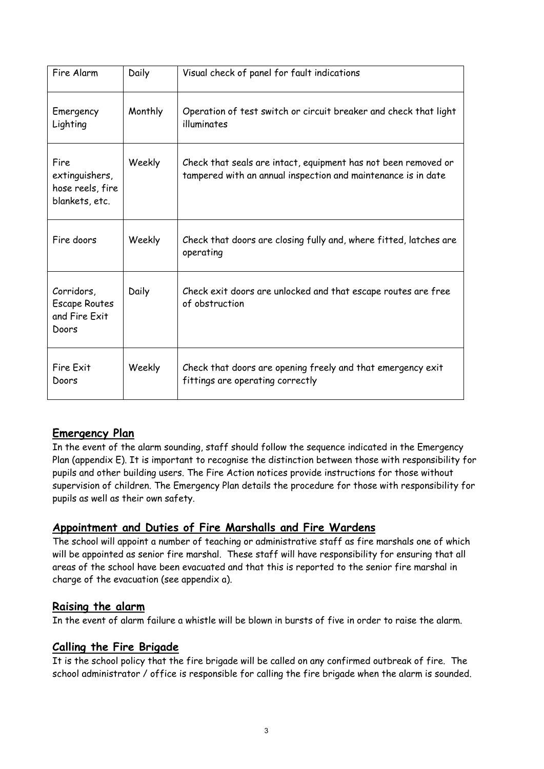| Fire Alarm | Daily | Visual check of panel for fault indications |
| --- | --- | --- |
| Emergency Lighting | Monthly | Operation of test switch or circuit breaker and check that light illuminates |
| Fire extinguishers, hose reels, fire blankets, etc. | Weekly | Check that seals are intact, equipment has not been removed or tampered with an annual inspection and maintenance is in date |
| Fire doors | Weekly | Check that doors are closing fully and, where fitted, latches are operating |
| Corridors, Escape Routes and Fire Exit Doors | Daily | Check exit doors are unlocked and that escape routes are free of obstruction |
| Fire Exit Doors | Weekly | Check that doors are opening freely and that emergency exit fittings are operating correctly |

## Emergency Plan

In the event of the alarm sounding, staff should follow the sequence indicated in the Emergency Plan (appendix E). It is important to recognise the distinction between those with responsibility for pupils and other building users. The Fire Action notices provide instructions for those without supervision of children. The Emergency Plan details the procedure for those with responsibility for pupils as well as their own safety.

## Appointment and Duties of Fire Marshalls and Fire Wardens

The school will appoint a number of teaching or administrative staff as fire marshals one of which will be appointed as senior fire marshal. These staff will have responsibility for ensuring that all areas of the school have been evacuated and that this is reported to the senior fire marshal in charge of the evacuation (see appendix a).

## Raising the alarm

In the event of alarm failure a whistle will be blown in bursts of five in order to raise the alarm.

## Calling the Fire Brigade

It is the school policy that the fire brigade will be called on any confirmed outbreak of fire. The school administrator / office is responsible for calling the fire brigade when the alarm is sounded.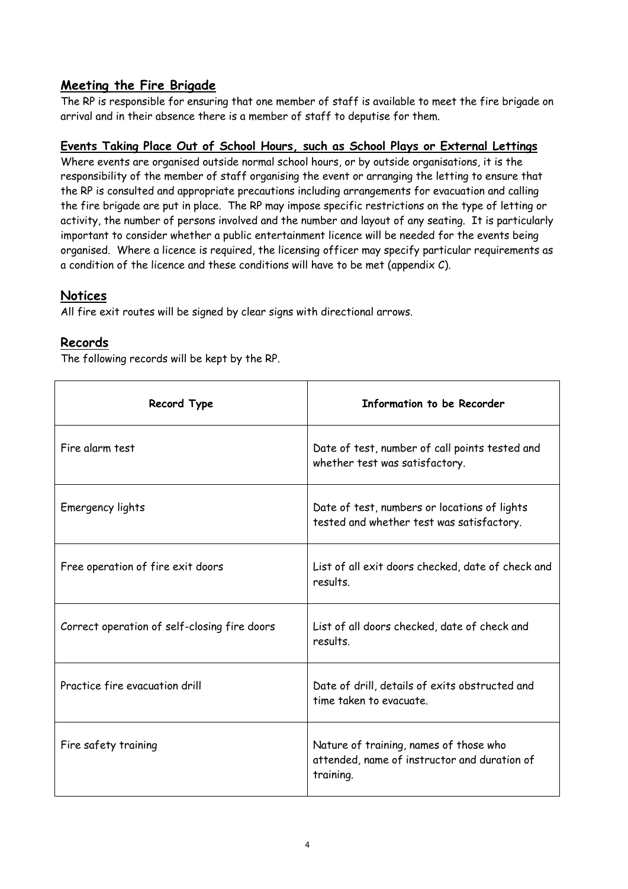## Meeting the Fire Brigade

The RP is responsible for ensuring that one member of staff is available to meet the fire brigade on arrival and in their absence there is a member of staff to deputise for them.

### Events Taking Place Out of School Hours, such as School Plays or External Lettings

Where events are organised outside normal school hours, or by outside organisations, it is the responsibility of the member of staff organising the event or arranging the letting to ensure that the RP is consulted and appropriate precautions including arrangements for evacuation and calling the fire brigade are put in place. The RP may impose specific restrictions on the type of letting or activity, the number of persons involved and the number and layout of any seating. It is particularly important to consider whether a public entertainment licence will be needed for the events being organised. Where a licence is required, the licensing officer may specify particular requirements as a condition of the licence and these conditions will have to be met (appendix C).

## Notices

All fire exit routes will be signed by clear signs with directional arrows.

## Records

The following records will be kept by the RP.

| Record Type | Information to be Recorder |
|---|---|
| Fire alarm test | Date of test, number of call points tested and whether test was satisfactory. |
| Emergency lights | Date of test, numbers or locations of lights tested and whether test was satisfactory. |
| Free operation of fire exit doors | List of all exit doors checked, date of check and results. |
| Correct operation of self-closing fire doors | List of all doors checked, date of check and results. |
| Practice fire evacuation drill | Date of drill, details of exits obstructed and time taken to evacuate. |
| Fire safety training | Nature of training, names of those who attended, name of instructor and duration of training. |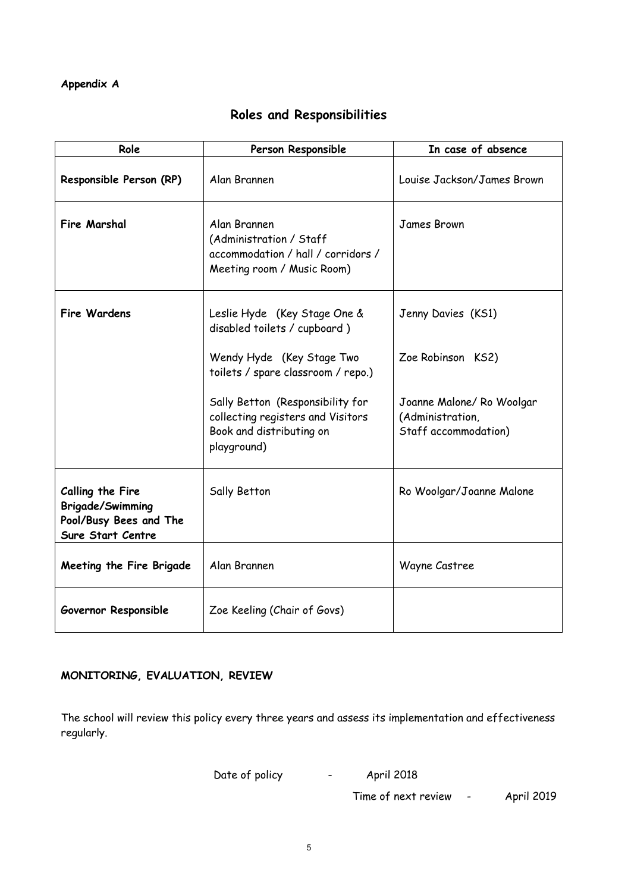**Appendix A**

## Roles and Responsibilities

| Role | Person Responsible | In case of absence |
|---|---|---|
| **Responsible Person (RP)** | Alan Brannen | Louise Jackson/James Brown |
| **Fire Marshal** | Alan Brannen (Administration / Staff accommodation / hall / corridors / Meeting room / Music Room) | James Brown |
| **Fire Wardens** | Leslie Hyde (Key Stage One & disabled toilets / cupboard )<br><br>Wendy Hyde (Key Stage Two toilets / spare classroom / repo.)<br><br>Sally Betton (Responsibility for collecting registers and Visitors Book and distributing on playground) | Jenny Davies (KS1)<br><br>Zoe Robinson KS2)<br><br>Joanne Malone/ Ro Woolgar (Administration, Staff accommodation) |
| **Calling the Fire Brigade/Swimming Pool/Busy Bees and The Sure Start Centre** | Sally Betton | Ro Woolgar/Joanne Malone |
| **Meeting the Fire Brigade** | Alan Brannen | Wayne Castree |
| **Governor Responsible** | Zoe Keeling (Chair of Govs) | |

**MONITORING, EVALUATION, REVIEW**

The school will review this policy every three years and assess its implementation and effectiveness regularly.

Date of policy - April 2018

Time of next review - April 2019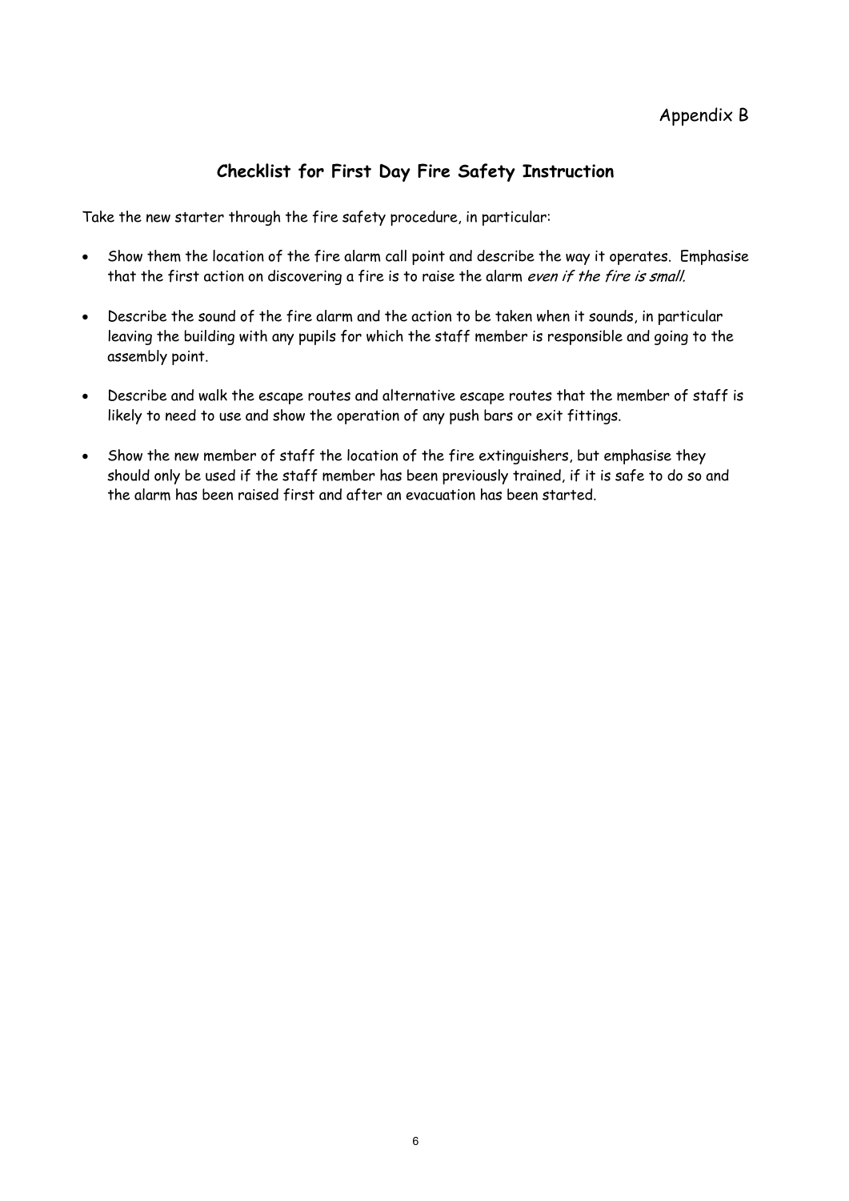Appendix B

## Checklist for First Day Fire Safety Instruction

Take the new starter through the fire safety procedure, in particular:

- Show them the location of the fire alarm call point and describe the way it operates. Emphasise that the first action on discovering a fire is to raise the alarm *even if the fire is small.*

- Describe the sound of the fire alarm and the action to be taken when it sounds, in particular leaving the building with any pupils for which the staff member is responsible and going to the assembly point.

- Describe and walk the escape routes and alternative escape routes that the member of staff is likely to need to use and show the operation of any push bars or exit fittings.

- Show the new member of staff the location of the fire extinguishers, but emphasise they should only be used if the staff member has been previously trained, if it is safe to do so and the alarm has been raised first and after an evacuation has been started.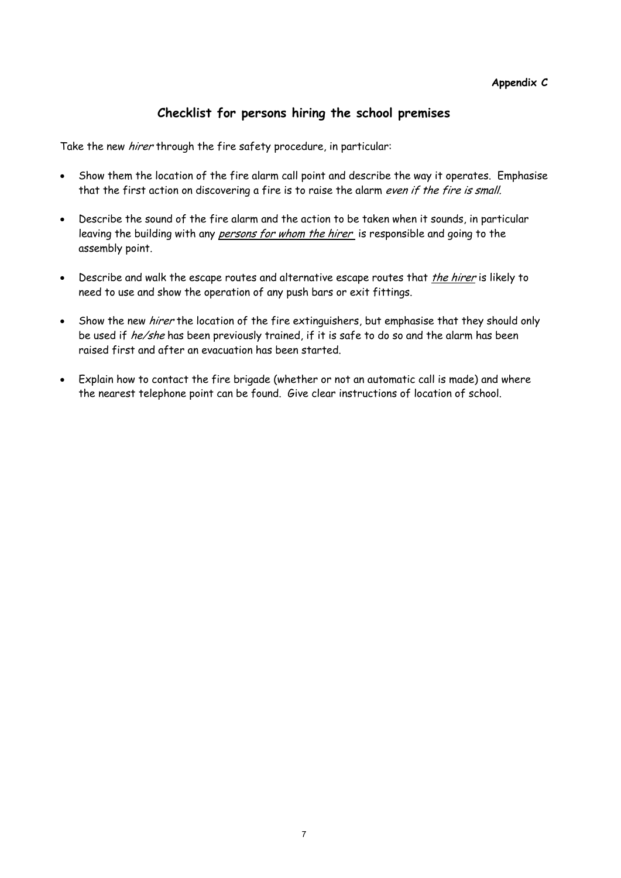**Appendix C**

## Checklist for persons hiring the school premises

Take the new *hirer* through the fire safety procedure, in particular:

- Show them the location of the fire alarm call point and describe the way it operates. Emphasise that the first action on discovering a fire is to raise the alarm *even if the fire is small.*
- Describe the sound of the fire alarm and the action to be taken when it sounds, in particular leaving the building with any *persons for whom the hirer* is responsible and going to the assembly point.
- Describe and walk the escape routes and alternative escape routes that *the hirer* is likely to need to use and show the operation of any push bars or exit fittings.
- Show the new *hirer* the location of the fire extinguishers, but emphasise that they should only be used if *he/she* has been previously trained, if it is safe to do so and the alarm has been raised first and after an evacuation has been started.
- Explain how to contact the fire brigade (whether or not an automatic call is made) and where the nearest telephone point can be found. Give clear instructions of location of school.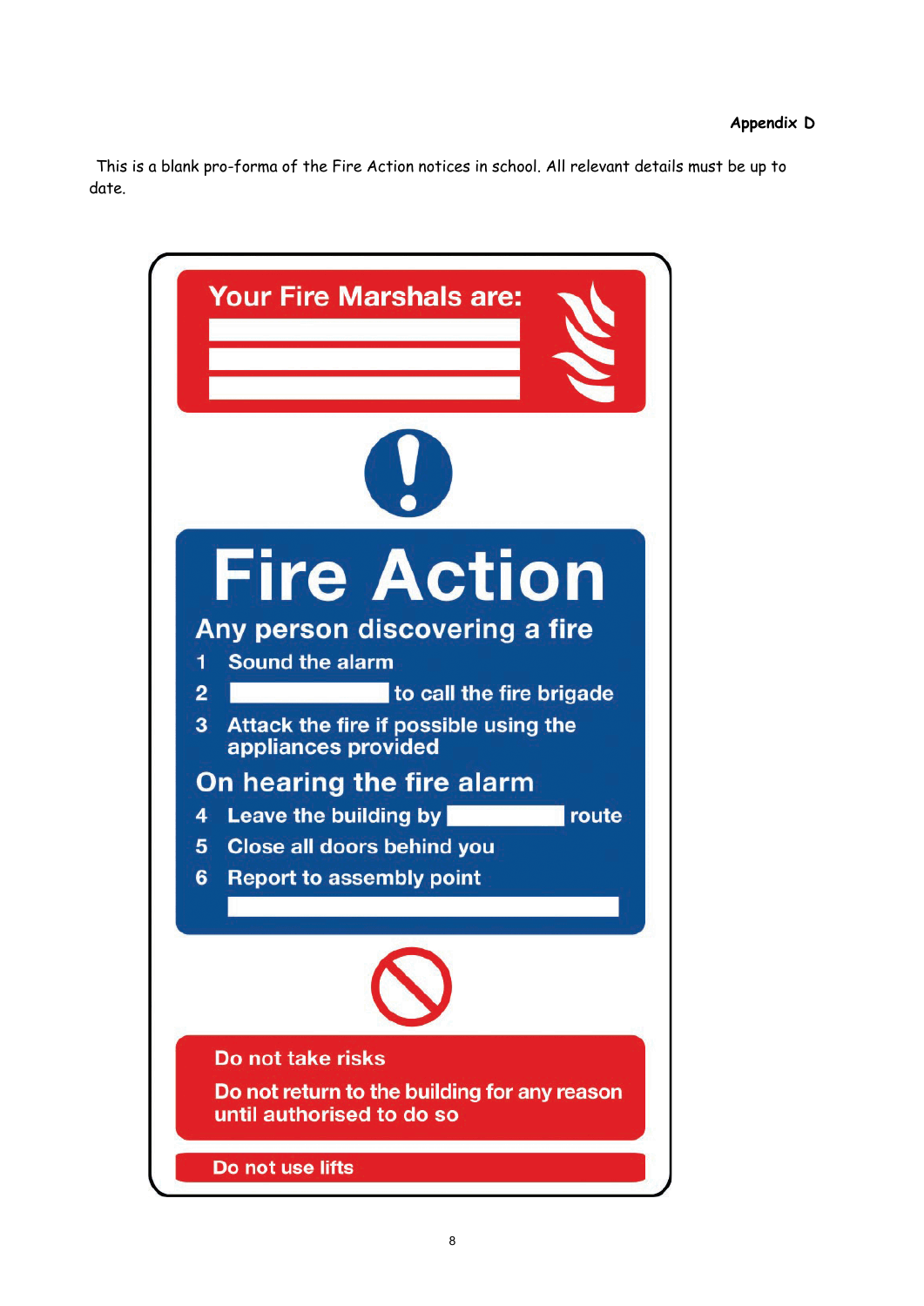**Appendix D**

This is a blank pro-forma of the Fire Action notices in school. All relevant details must be up to date.

## Your Fire Marshals are:

______________________

______________________

______________________

# Fire Action

## Any person discovering a fire

1. Sound the alarm
2. ______________ to call the fire brigade
3. Attack the fire if possible using the appliances provided

## On hearing the fire alarm

4. Leave the building by ______________ route
5. Close all doors behind you
6. Report to assembly point

   ______________________

**Do not take risks**

**Do not return to the building for any reason until authorised to do so**

**Do not use lifts**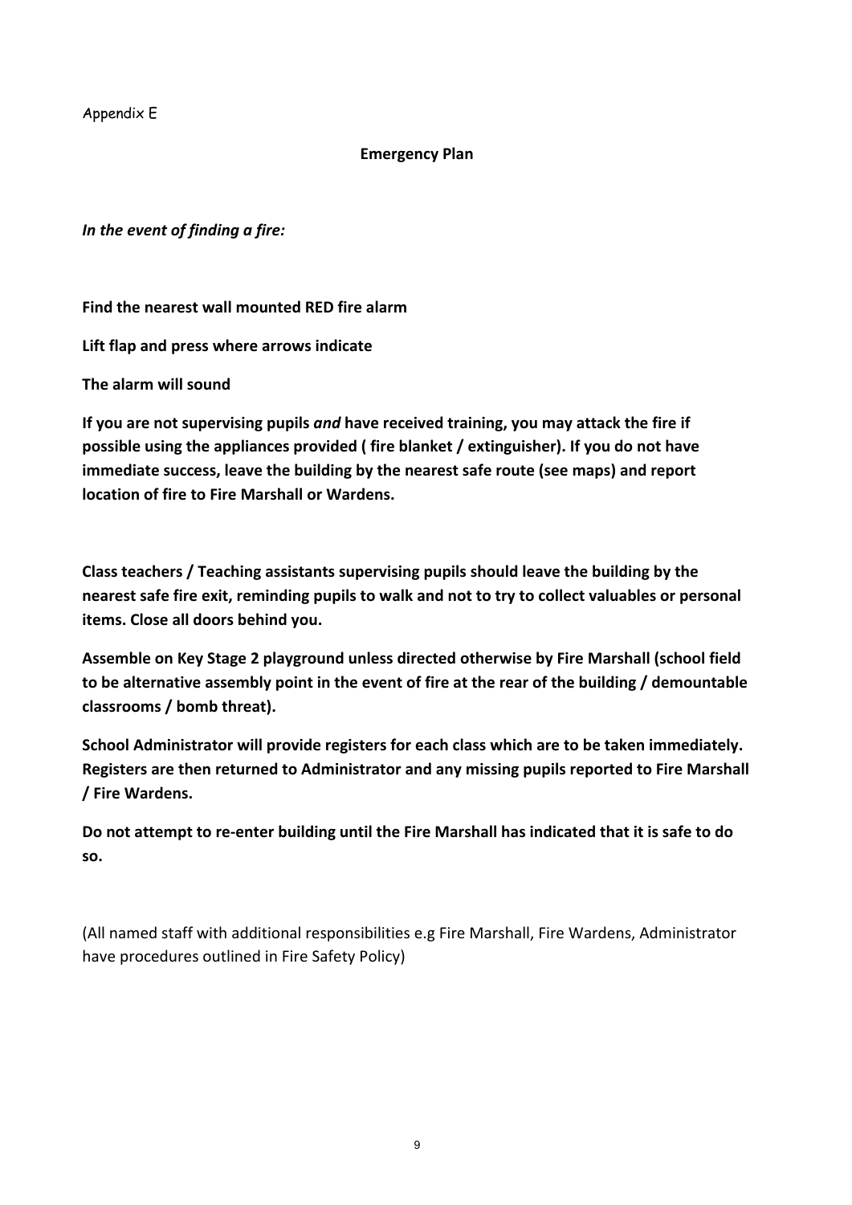Appendix E

## Emergency Plan

***In the event of finding a fire:***

**Find the nearest wall mounted RED fire alarm**

**Lift flap and press where arrows indicate**

**The alarm will sound**

**If you are not supervising pupils *and* have received training, you may attack the fire if possible using the appliances provided ( fire blanket / extinguisher). If you do not have immediate success, leave the building by the nearest safe route (see maps) and report location of fire to Fire Marshall or Wardens.**

**Class teachers / Teaching assistants supervising pupils should leave the building by the nearest safe fire exit, reminding pupils to walk and not to try to collect valuables or personal items. Close all doors behind you.**

**Assemble on Key Stage 2 playground unless directed otherwise by Fire Marshall (school field to be alternative assembly point in the event of fire at the rear of the building / demountable classrooms / bomb threat).**

**School Administrator will provide registers for each class which are to be taken immediately. Registers are then returned to Administrator and any missing pupils reported to Fire Marshall / Fire Wardens.**

**Do not attempt to re-enter building until the Fire Marshall has indicated that it is safe to do so.**

(All named staff with additional responsibilities e.g Fire Marshall, Fire Wardens, Administrator have procedures outlined in Fire Safety Policy)